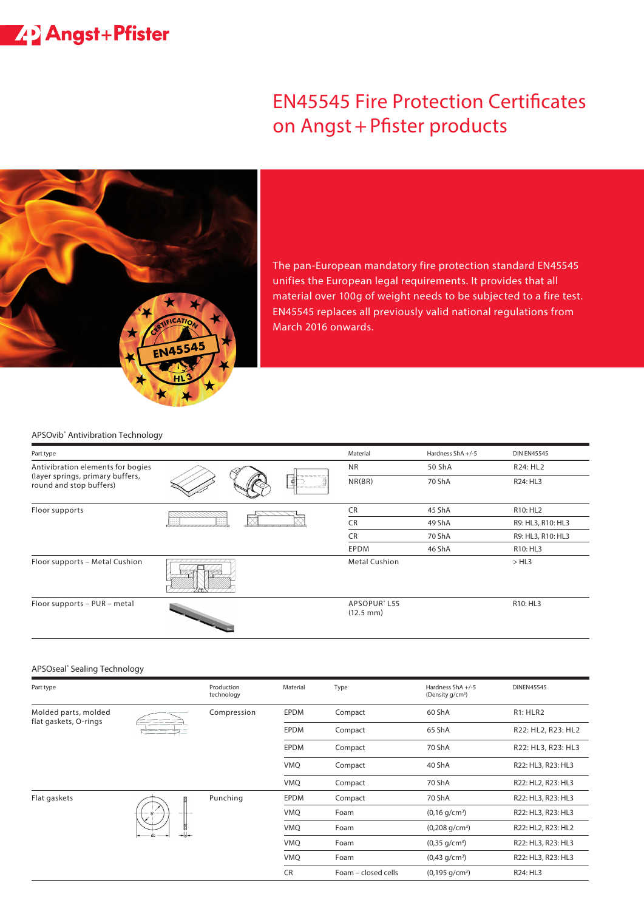# EN45545 Fire Protection Certificates on Angst + Pfister products

The pan-European mandatory fire protection standard EN45545 unifies the European legal requirements. It provides that all material over 100g of weight needs to be subjected to a fire test. EN45545 replaces all previously valid national regulations from March 2016 onwards.

## APSOvib® Antivibration Technology

| Part type | Material | Hardness ShA +/-5 | DIN EN45545 |
|---|---|---|---|
| Antivibration elements for bogies (layer springs, primary buffers, round and stop buffers) | NR | 50 ShA | R24: HL2 |
| | NR(BR) | 70 ShA | R24: HL3 |
| Floor supports | CR | 45 ShA | R10: HL2 |
| | CR | 49 ShA | R9: HL3, R10: HL3 |
| | CR | 70 ShA | R9: HL3, R10: HL3 |
| | EPDM | 46 ShA | R10: HL3 |
| Floor supports – Metal Cushion | Metal Cushion | | > HL3 |
| Floor supports – PUR – metal | APSOPUR® L55 (12.5 mm) | | R10: HL3 |

## APSOseal® Sealing Technology

| Part type | Production technology | Material | Type | Hardness ShA +/-5 (Density g/cm³) | DINEN45545 |
|---|---|---|---|---|---|
| Molded parts, molded flat gaskets, O-rings | Compression | EPDM | Compact | 60 ShA | R1: HLR2 |
| | | EPDM | Compact | 65 ShA | R22: HL2, R23: HL2 |
| | | EPDM | Compact | 70 ShA | R22: HL3, R23: HL3 |
| | | VMQ | Compact | 40 ShA | R22: HL3, R23: HL3 |
| | | VMQ | Compact | 70 ShA | R22: HL2, R23: HL3 |
| Flat gaskets | Punching | EPDM | Compact | 70 ShA | R22: HL3, R23: HL3 |
| | | VMQ | Foam | (0,16 g/cm³) | R22: HL3, R23: HL3 |
| | | VMQ | Foam | (0,208 g/cm³) | R22: HL2, R23: HL2 |
| | | VMQ | Foam | (0,35 g/cm³) | R22: HL3, R23: HL3 |
| | | VMQ | Foam | (0,43 g/cm³) | R22: HL3, R23: HL3 |
| | | CR | Foam – closed cells | (0,195 g/cm³) | R24: HL3 |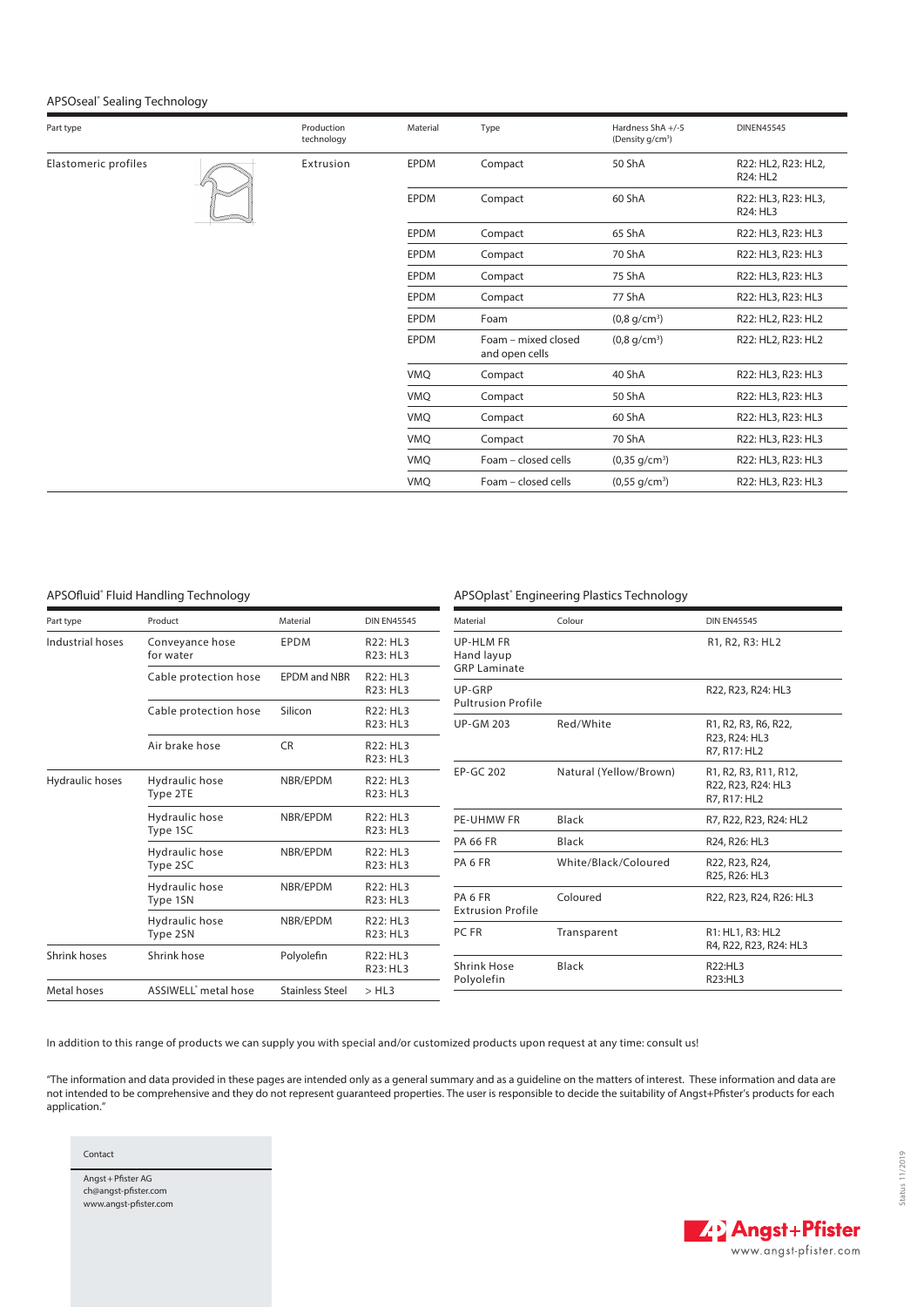## APSOseal® Sealing Technology

| Part type | Production technology | Material | Type | Hardness ShA +/-5 (Density g/cm³) | DINEN45545 |
|---|---|---|---|---|---|
| Elastomeric profiles | Extrusion | EPDM | Compact | 50 ShA | R22: HL2, R23: HL2, R24: HL2 |
| | | EPDM | Compact | 60 ShA | R22: HL3, R23: HL3, R24: HL3 |
| | | EPDM | Compact | 65 ShA | R22: HL3, R23: HL3 |
| | | EPDM | Compact | 70 ShA | R22: HL3, R23: HL3 |
| | | EPDM | Compact | 75 ShA | R22: HL3, R23: HL3 |
| | | EPDM | Compact | 77 ShA | R22: HL3, R23: HL3 |
| | | EPDM | Foam | (0,8 g/cm³) | R22: HL2, R23: HL2 |
| | | EPDM | Foam – mixed closed and open cells | (0,8 g/cm³) | R22: HL2, R23: HL2 |
| | | VMQ | Compact | 40 ShA | R22: HL3, R23: HL3 |
| | | VMQ | Compact | 50 ShA | R22: HL3, R23: HL3 |
| | | VMQ | Compact | 60 ShA | R22: HL3, R23: HL3 |
| | | VMQ | Compact | 70 ShA | R22: HL3, R23: HL3 |
| | | VMQ | Foam – closed cells | (0,35 g/cm³) | R22: HL3, R23: HL3 |
| | | VMQ | Foam – closed cells | (0,55 g/cm³) | R22: HL3, R23: HL3 |

## APSOfluid® Fluid Handling Technology

| Part type | Product | Material | DIN EN45545 |
|---|---|---|---|
| Industrial hoses | Conveyance hose for water | EPDM | R22: HL3 R23: HL3 |
| | Cable protection hose | EPDM and NBR | R22: HL3 R23: HL3 |
| | Cable protection hose | Silicon | R22: HL3 R23: HL3 |
| | Air brake hose | CR | R22: HL3 R23: HL3 |
| Hydraulic hoses | Hydraulic hose Type 2TE | NBR/EPDM | R22: HL3 R23: HL3 |
| | Hydraulic hose Type 1SC | NBR/EPDM | R22: HL3 R23: HL3 |
| | Hydraulic hose Type 2SC | NBR/EPDM | R22: HL3 R23: HL3 |
| | Hydraulic hose Type 1SN | NBR/EPDM | R22: HL3 R23: HL3 |
| | Hydraulic hose Type 2SN | NBR/EPDM | R22: HL3 R23: HL3 |
| Shrink hoses | Shrink hose | Polyolefin | R22: HL3 R23: HL3 |
| Metal hoses | ASSIWELL® metal hose | Stainless Steel | > HL3 |

## APSOplast® Engineering Plastics Technology

| Material | Colour | DIN EN45545 |
|---|---|---|
| UP-HLM FR Hand layup GRP Laminate | | R1, R2, R3: HL2 |
| UP-GRP Pultrusion Profile | | R22, R23, R24: HL3 |
| UP-GM 203 | Red/White | R1, R2, R3, R6, R22, R23, R24: HL3 R7, R17: HL2 |
| EP-GC 202 | Natural (Yellow/Brown) | R1, R2, R3, R11, R12, R22, R23, R24: HL3 R7, R17: HL2 |
| PE-UHMW FR | Black | R7, R22, R23, R24: HL2 |
| PA 66 FR | Black | R24, R26: HL3 |
| PA 6 FR | White/Black/Coloured | R22, R23, R24, R25, R26: HL3 |
| PA 6 FR Extrusion Profile | Coloured | R22, R23, R24, R26: HL3 |
| PC FR | Transparent | R1: HL1, R3: HL2 R4, R22, R23, R24: HL3 |
| Shrink Hose Polyolefin | Black | R22:HL3 R23:HL3 |

In addition to this range of products we can supply you with special and/or customized products upon request at any time: consult us!

"The information and data provided in these pages are intended only as a general summary and as a guideline on the matters of interest. These information and data are not intended to be comprehensive and they do not represent guaranteed properties. The user is responsible to decide the suitability of Angst+Pfister's products for each application."

Contact

Angst+Pfister AG
ch@angst-pfister.com
www.angst-pfister.com

Angst+Pfister
www.angst-pfister.com

Status 11/2019